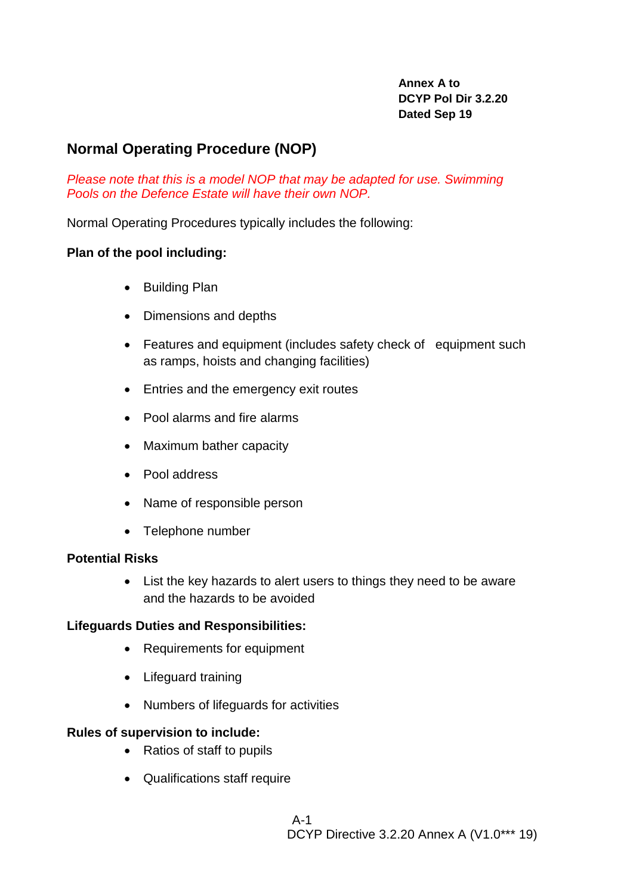**Annex A to**
**DCYP Pol Dir 3.2.20**
**Dated Sep 19**

## Normal Operating Procedure (NOP)

*Please note that this is a model NOP that may be adapted for use. Swimming Pools on the Defence Estate will have their own NOP.*

Normal Operating Procedures typically includes the following:

**Plan of the pool including:**

- Building Plan
- Dimensions and depths
- Features and equipment (includes safety check of equipment such as ramps, hoists and changing facilities)
- Entries and the emergency exit routes
- Pool alarms and fire alarms
- Maximum bather capacity
- Pool address
- Name of responsible person
- Telephone number

**Potential Risks**

- List the key hazards to alert users to things they need to be aware and the hazards to be avoided

**Lifeguards Duties and Responsibilities:**

- Requirements for equipment
- Lifeguard training
- Numbers of lifeguards for activities

**Rules of supervision to include:**

- Ratios of staff to pupils
- Qualifications staff require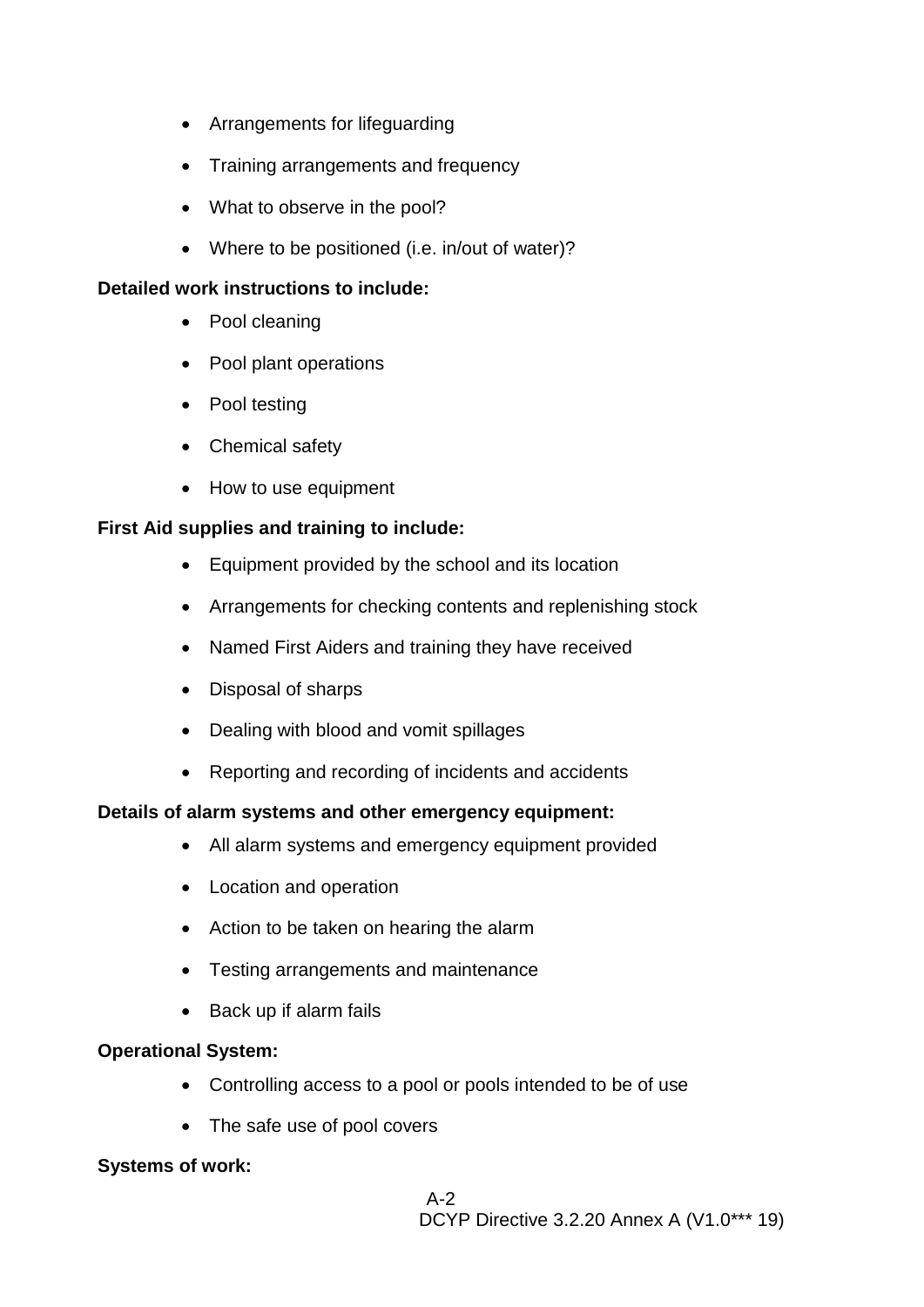- Arrangements for lifeguarding
- Training arrangements and frequency
- What to observe in the pool?
- Where to be positioned (i.e. in/out of water)?

**Detailed work instructions to include:**

- Pool cleaning
- Pool plant operations
- Pool testing
- Chemical safety
- How to use equipment

**First Aid supplies and training to include:**

- Equipment provided by the school and its location
- Arrangements for checking contents and replenishing stock
- Named First Aiders and training they have received
- Disposal of sharps
- Dealing with blood and vomit spillages
- Reporting and recording of incidents and accidents

**Details of alarm systems and other emergency equipment:**

- All alarm systems and emergency equipment provided
- Location and operation
- Action to be taken on hearing the alarm
- Testing arrangements and maintenance
- Back up if alarm fails

**Operational System:**

- Controlling access to a pool or pools intended to be of use
- The safe use of pool covers

**Systems of work:**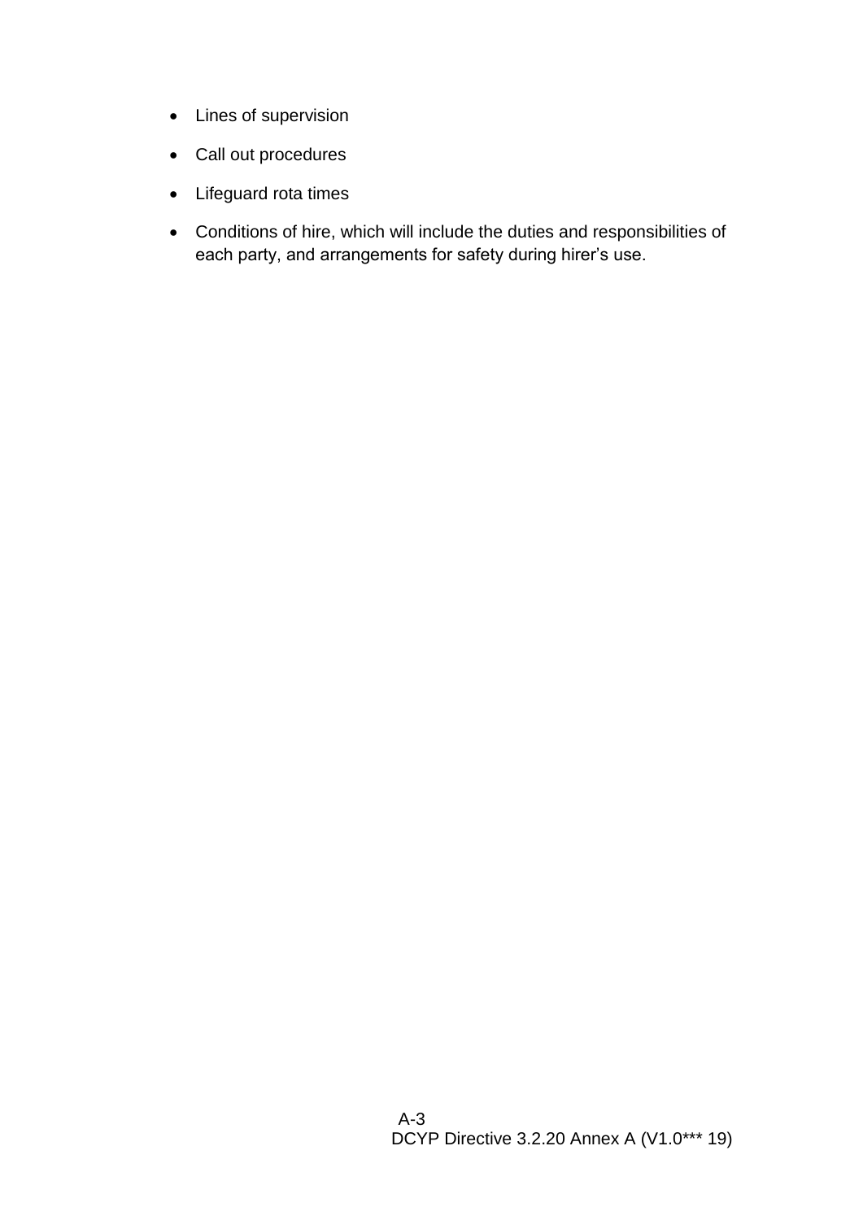- Lines of supervision
- Call out procedures
- Lifeguard rota times
- Conditions of hire, which will include the duties and responsibilities of each party, and arrangements for safety during hirer's use.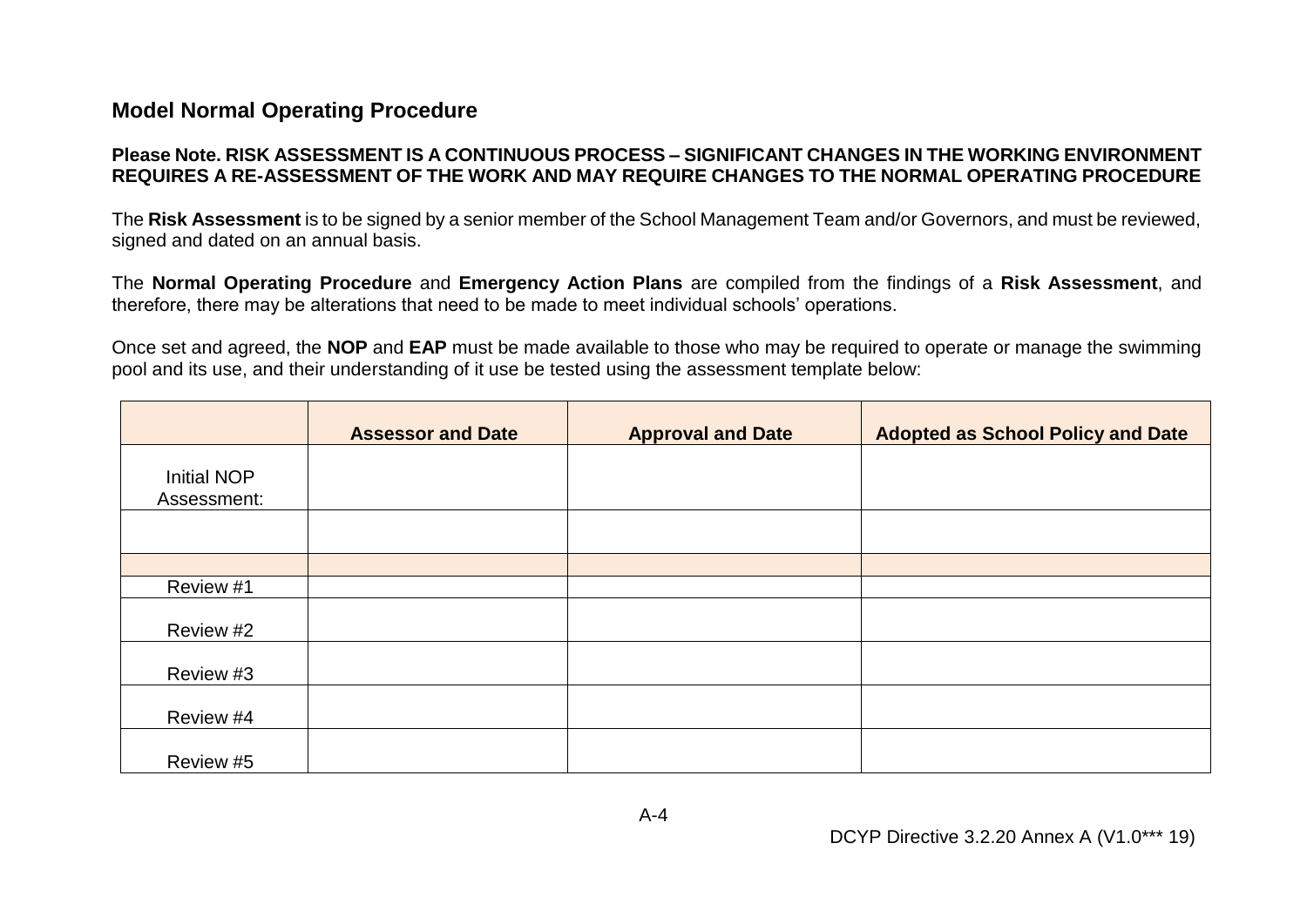## Model Normal Operating Procedure

**Please Note. RISK ASSESSMENT IS A CONTINUOUS PROCESS – SIGNIFICANT CHANGES IN THE WORKING ENVIRONMENT REQUIRES A RE-ASSESSMENT OF THE WORK AND MAY REQUIRE CHANGES TO THE NORMAL OPERATING PROCEDURE**

The **Risk Assessment** is to be signed by a senior member of the School Management Team and/or Governors, and must be reviewed, signed and dated on an annual basis.

The **Normal Operating Procedure** and **Emergency Action Plans** are compiled from the findings of a **Risk Assessment**, and therefore, there may be alterations that need to be made to meet individual schools' operations.

Once set and agreed, the **NOP** and **EAP** must be made available to those who may be required to operate or manage the swimming pool and its use, and their understanding of it use be tested using the assessment template below:

| | **Assessor and Date** | **Approval and Date** | **Adopted as School Policy and Date** |
|---|---|---|---|
| Initial NOP Assessment: | | | |
| | | | |
| | | | |
| Review #1 | | | |
| Review #2 | | | |
| Review #3 | | | |
| Review #4 | | | |
| Review #5 | | | |

DCYP Directive 3.2.20 Annex A (V1.0*** 19)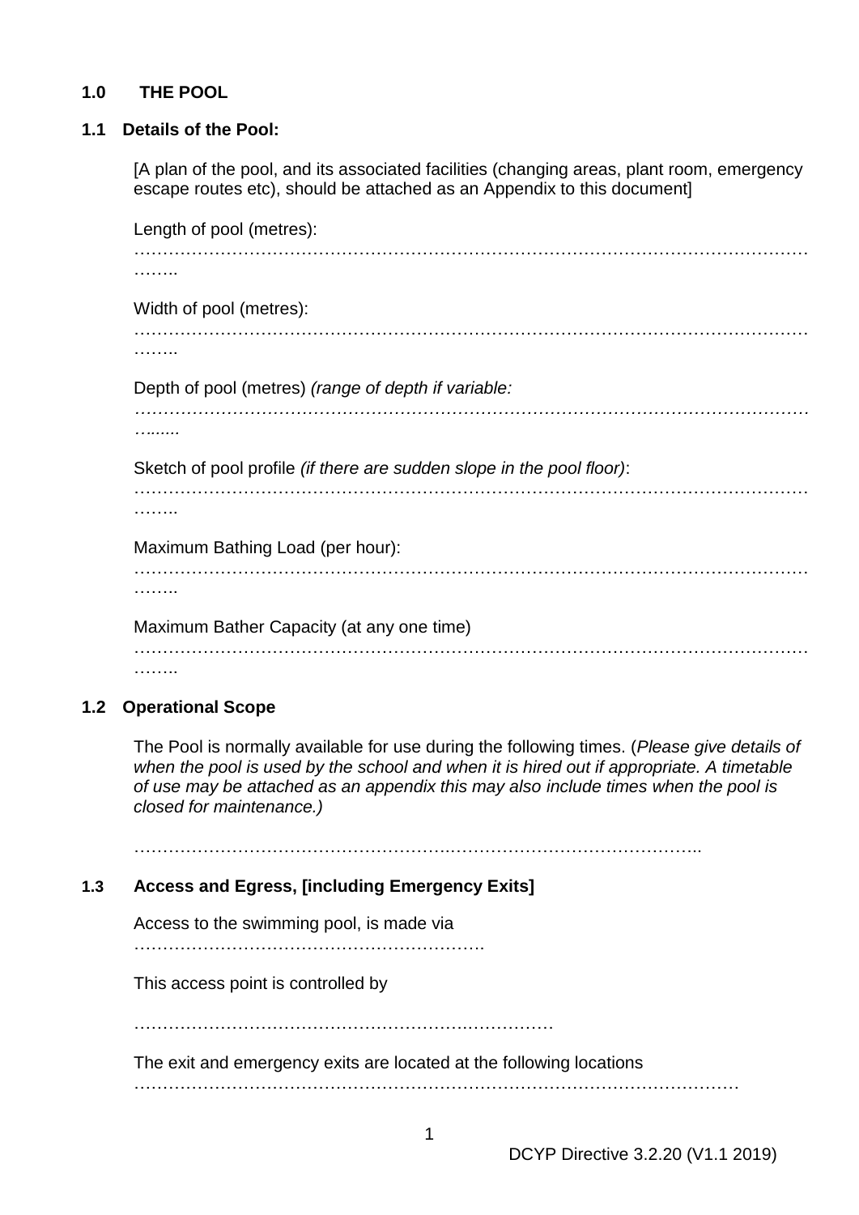## 1.0 THE POOL

### 1.1 Details of the Pool:

[A plan of the pool, and its associated facilities (changing areas, plant room, emergency escape routes etc), should be attached as an Appendix to this document]

Length of pool (metres):
………………………………………………………………………………………………………………..

Width of pool (metres):
………………………………………………………………………………………………………………..

Depth of pool (metres) *(range of depth if variable:*
*………………………………………………………………………………………………………………...*

Sketch of pool profile *(if there are sudden slope in the pool floor)*:
………………………………………………………………………………………………………………..

Maximum Bathing Load (per hour):
………………………………………………………………………………………………………………..

Maximum Bather Capacity (at any one time)
………………………………………………………………………………………………………………..

### 1.2 Operational Scope

The Pool is normally available for use during the following times. (*Please give details of when the pool is used by the school and when it is hired out if appropriate. A timetable of use may be attached as an appendix this may also include times when the pool is closed for maintenance.)*

………………………………………………………………………………………..

### 1.3 Access and Egress, [including Emergency Exits]

Access to the swimming pool, is made via
…………………………………………………….

This access point is controlled by

…………………………………………………………………

The exit and emergency exits are located at the following locations
…………………………………………………………………………………………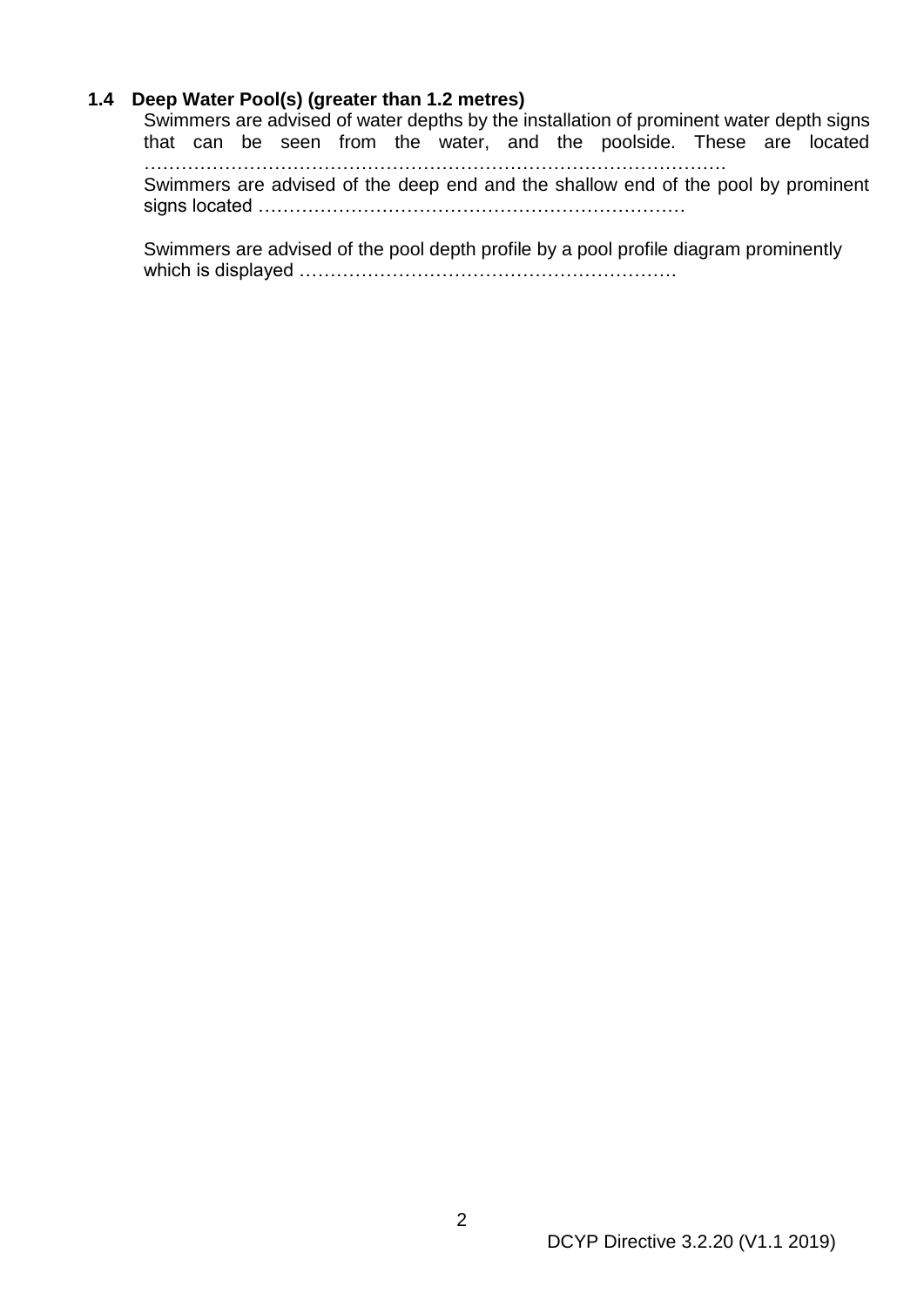### 1.4 Deep Water Pool(s) (greater than 1.2 metres)

Swimmers are advised of water depths by the installation of prominent water depth signs that can be seen from the water, and the poolside. These are located …………………………………………………………………………………….

Swimmers are advised of the deep end and the shallow end of the pool by prominent signs located ……………………………………………………………

Swimmers are advised of the pool depth profile by a pool profile diagram prominently which is displayed ……………………………………………………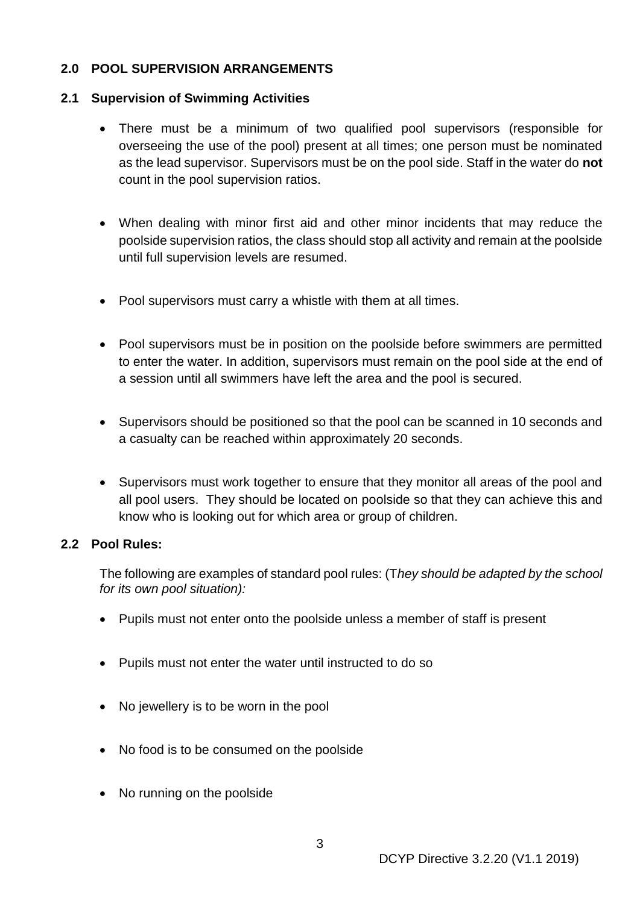## 2.0 POOL SUPERVISION ARRANGEMENTS

### 2.1 Supervision of Swimming Activities

- There must be a minimum of two qualified pool supervisors (responsible for overseeing the use of the pool) present at all times; one person must be nominated as the lead supervisor. Supervisors must be on the pool side. Staff in the water do **not** count in the pool supervision ratios.

- When dealing with minor first aid and other minor incidents that may reduce the poolside supervision ratios, the class should stop all activity and remain at the poolside until full supervision levels are resumed.

- Pool supervisors must carry a whistle with them at all times.

- Pool supervisors must be in position on the poolside before swimmers are permitted to enter the water. In addition, supervisors must remain on the pool side at the end of a session until all swimmers have left the area and the pool is secured.

- Supervisors should be positioned so that the pool can be scanned in 10 seconds and a casualty can be reached within approximately 20 seconds.

- Supervisors must work together to ensure that they monitor all areas of the pool and all pool users. They should be located on poolside so that they can achieve this and know who is looking out for which area or group of children.

### 2.2 Pool Rules:

The following are examples of standard pool rules: (T*hey should be adapted by the school for its own pool situation):*

- Pupils must not enter onto the poolside unless a member of staff is present

- Pupils must not enter the water until instructed to do so

- No jewellery is to be worn in the pool

- No food is to be consumed on the poolside

- No running on the poolside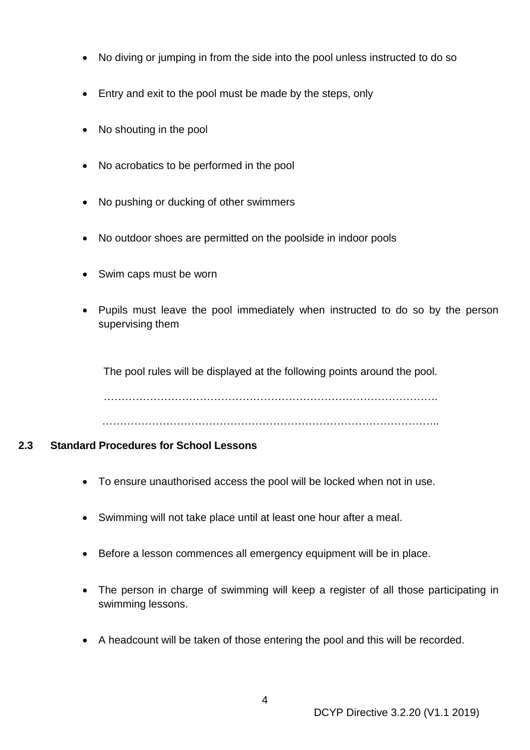- No diving or jumping in from the side into the pool unless instructed to do so
- Entry and exit to the pool must be made by the steps, only
- No shouting in the pool
- No acrobatics to be performed in the pool
- No pushing or ducking of other swimmers
- No outdoor shoes are permitted on the poolside in indoor pools
- Swim caps must be worn
- Pupils must leave the pool immediately when instructed to do so by the person supervising them

The pool rules will be displayed at the following points around the pool.

…………………………………………………………………………………….

……………………………………………………………………………………..

### 2.3 Standard Procedures for School Lessons

- To ensure unauthorised access the pool will be locked when not in use.
- Swimming will not take place until at least one hour after a meal.
- Before a lesson commences all emergency equipment will be in place.
- The person in charge of swimming will keep a register of all those participating in swimming lessons.
- A headcount will be taken of those entering the pool and this will be recorded.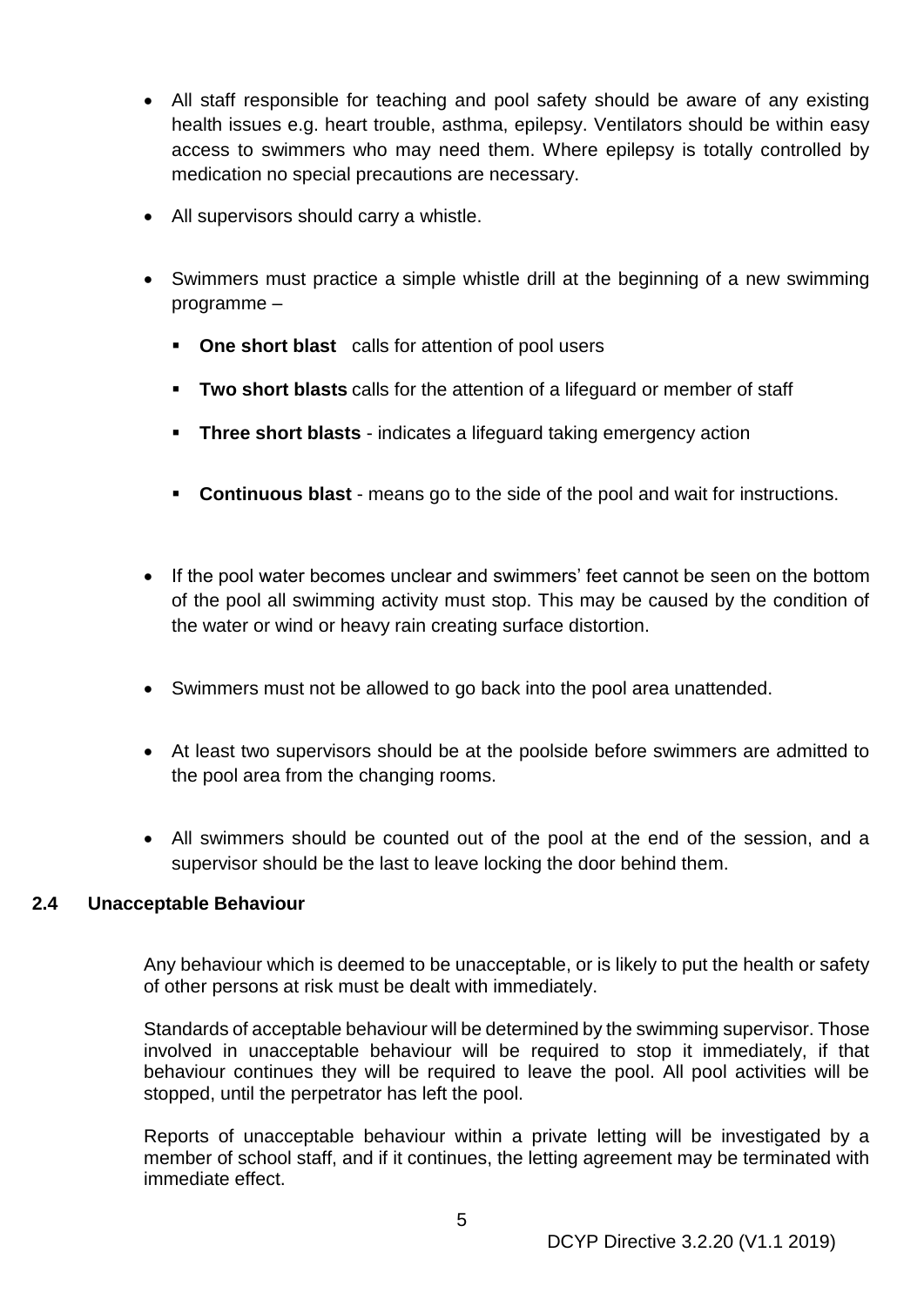- All staff responsible for teaching and pool safety should be aware of any existing health issues e.g. heart trouble, asthma, epilepsy. Ventilators should be within easy access to swimmers who may need them. Where epilepsy is totally controlled by medication no special precautions are necessary.

- All supervisors should carry a whistle.

- Swimmers must practice a simple whistle drill at the beginning of a new swimming programme –
  - **One short blast** calls for attention of pool users
  - **Two short blasts** calls for the attention of a lifeguard or member of staff
  - **Three short blasts** - indicates a lifeguard taking emergency action
  - **Continuous blast** - means go to the side of the pool and wait for instructions.

- If the pool water becomes unclear and swimmers' feet cannot be seen on the bottom of the pool all swimming activity must stop. This may be caused by the condition of the water or wind or heavy rain creating surface distortion.

- Swimmers must not be allowed to go back into the pool area unattended.

- At least two supervisors should be at the poolside before swimmers are admitted to the pool area from the changing rooms.

- All swimmers should be counted out of the pool at the end of the session, and a supervisor should be the last to leave locking the door behind them.

### 2.4 Unacceptable Behaviour

Any behaviour which is deemed to be unacceptable, or is likely to put the health or safety of other persons at risk must be dealt with immediately.

Standards of acceptable behaviour will be determined by the swimming supervisor. Those involved in unacceptable behaviour will be required to stop it immediately, if that behaviour continues they will be required to leave the pool. All pool activities will be stopped, until the perpetrator has left the pool.

Reports of unacceptable behaviour within a private letting will be investigated by a member of school staff, and if it continues, the letting agreement may be terminated with immediate effect.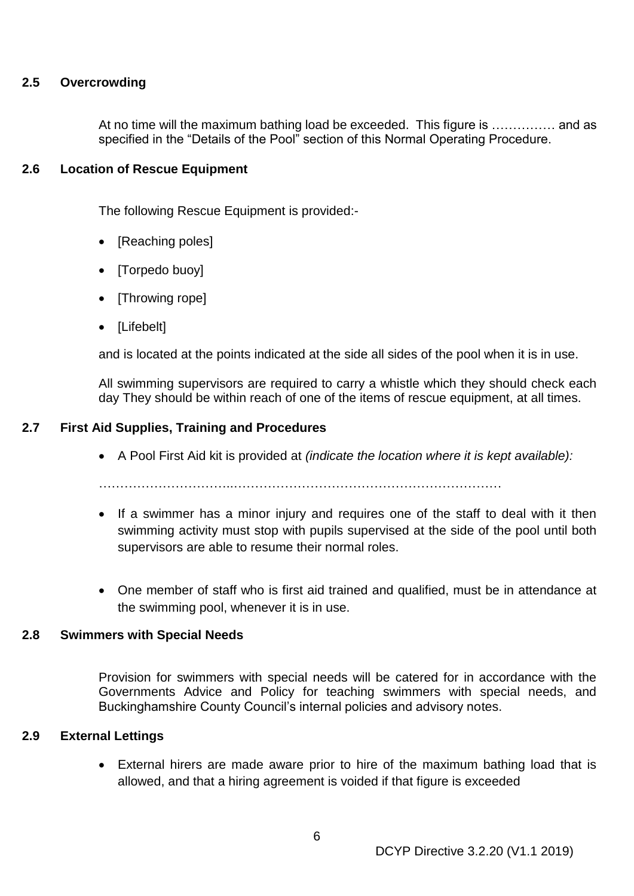## 2.5 Overcrowding

At no time will the maximum bathing load be exceeded. This figure is …………… and as specified in the "Details of the Pool" section of this Normal Operating Procedure.

## 2.6 Location of Rescue Equipment

The following Rescue Equipment is provided:-

- [Reaching poles]
- [Torpedo buoy]
- [Throwing rope]
- [Lifebelt]

and is located at the points indicated at the side all sides of the pool when it is in use.

All swimming supervisors are required to carry a whistle which they should check each day They should be within reach of one of the items of rescue equipment, at all times.

## 2.7 First Aid Supplies, Training and Procedures

- A Pool First Aid kit is provided at *(indicate the location where it is kept available):*

…………………………..………………………………………………………

- If a swimmer has a minor injury and requires one of the staff to deal with it then swimming activity must stop with pupils supervised at the side of the pool until both supervisors are able to resume their normal roles.

- One member of staff who is first aid trained and qualified, must be in attendance at the swimming pool, whenever it is in use.

## 2.8 Swimmers with Special Needs

Provision for swimmers with special needs will be catered for in accordance with the Governments Advice and Policy for teaching swimmers with special needs, and Buckinghamshire County Council's internal policies and advisory notes.

## 2.9 External Lettings

- External hirers are made aware prior to hire of the maximum bathing load that is allowed, and that a hiring agreement is voided if that figure is exceeded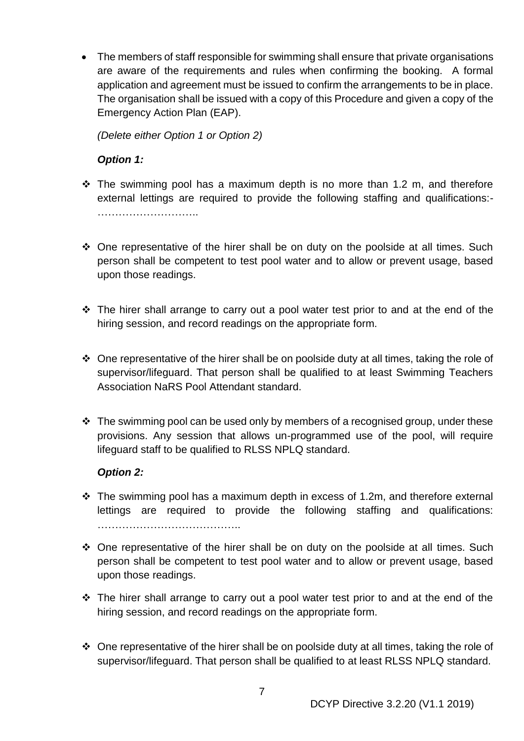- The members of staff responsible for swimming shall ensure that private organisations are aware of the requirements and rules when confirming the booking. A formal application and agreement must be issued to confirm the arrangements to be in place. The organisation shall be issued with a copy of this Procedure and given a copy of the Emergency Action Plan (EAP).

  *(Delete either Option 1 or Option 2)*

  ***Option 1:***

- The swimming pool has a maximum depth is no more than 1.2 m, and therefore external lettings are required to provide the following staffing and qualifications:- ………………………..

- One representative of the hirer shall be on duty on the poolside at all times. Such person shall be competent to test pool water and to allow or prevent usage, based upon those readings.

- The hirer shall arrange to carry out a pool water test prior to and at the end of the hiring session, and record readings on the appropriate form.

- One representative of the hirer shall be on poolside duty at all times, taking the role of supervisor/lifeguard. That person shall be qualified to at least Swimming Teachers Association NaRS Pool Attendant standard.

- The swimming pool can be used only by members of a recognised group, under these provisions. Any session that allows un-programmed use of the pool, will require lifeguard staff to be qualified to RLSS NPLQ standard.

  ***Option 2:***

- The swimming pool has a maximum depth in excess of 1.2m, and therefore external lettings are required to provide the following staffing and qualifications: …………………………………..

- One representative of the hirer shall be on duty on the poolside at all times. Such person shall be competent to test pool water and to allow or prevent usage, based upon those readings.

- The hirer shall arrange to carry out a pool water test prior to and at the end of the hiring session, and record readings on the appropriate form.

- One representative of the hirer shall be on poolside duty at all times, taking the role of supervisor/lifeguard. That person shall be qualified to at least RLSS NPLQ standard.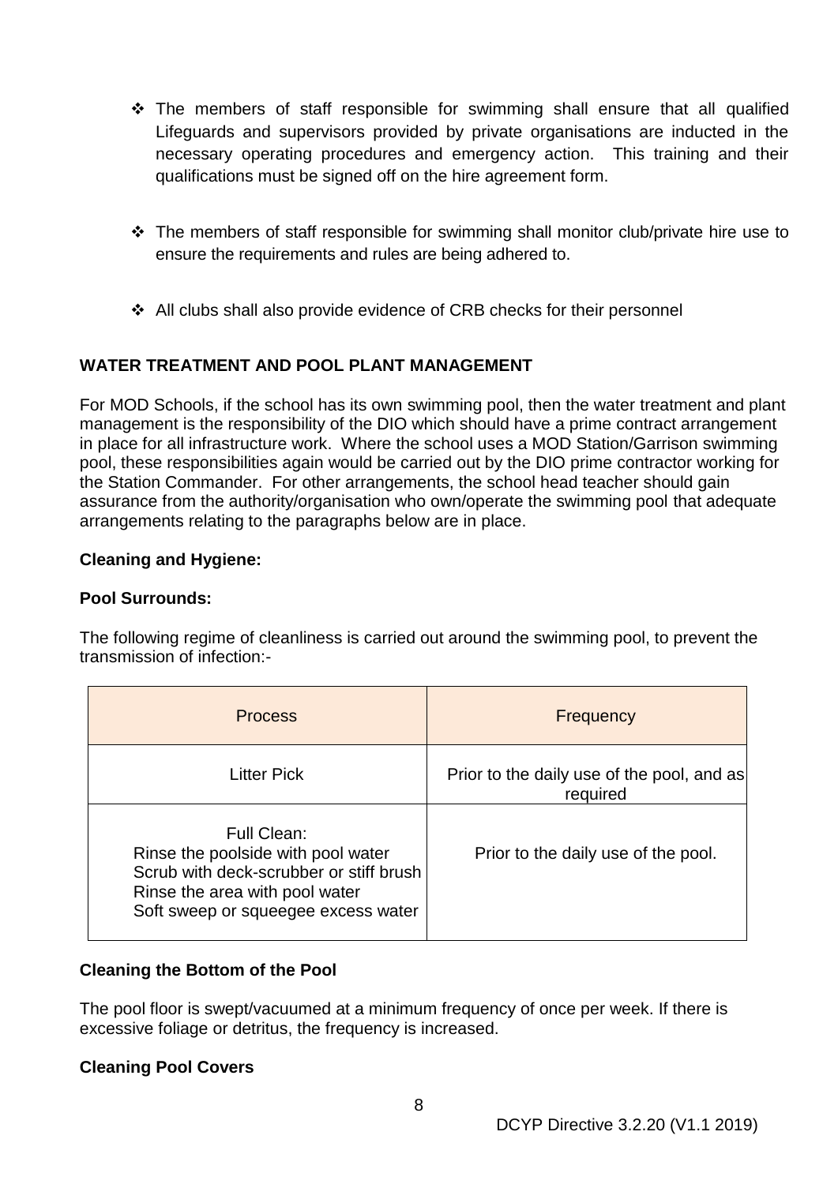- The members of staff responsible for swimming shall ensure that all qualified Lifeguards and supervisors provided by private organisations are inducted in the necessary operating procedures and emergency action. This training and their qualifications must be signed off on the hire agreement form.

- The members of staff responsible for swimming shall monitor club/private hire use to ensure the requirements and rules are being adhered to.

- All clubs shall also provide evidence of CRB checks for their personnel

## WATER TREATMENT AND POOL PLANT MANAGEMENT

For MOD Schools, if the school has its own swimming pool, then the water treatment and plant management is the responsibility of the DIO which should have a prime contract arrangement in place for all infrastructure work. Where the school uses a MOD Station/Garrison swimming pool, these responsibilities again would be carried out by the DIO prime contractor working for the Station Commander. For other arrangements, the school head teacher should gain assurance from the authority/organisation who own/operate the swimming pool that adequate arrangements relating to the paragraphs below are in place.

### Cleaning and Hygiene:

### Pool Surrounds:

The following regime of cleanliness is carried out around the swimming pool, to prevent the transmission of infection:-

| Process | Frequency |
|---|---|
| Litter Pick | Prior to the daily use of the pool, and as required |
| Full Clean:<br>Rinse the poolside with pool water<br>Scrub with deck-scrubber or stiff brush<br>Rinse the area with pool water<br>Soft sweep or squeegee excess water | Prior to the daily use of the pool. |

### Cleaning the Bottom of the Pool

The pool floor is swept/vacuumed at a minimum frequency of once per week. If there is excessive foliage or detritus, the frequency is increased.

### Cleaning Pool Covers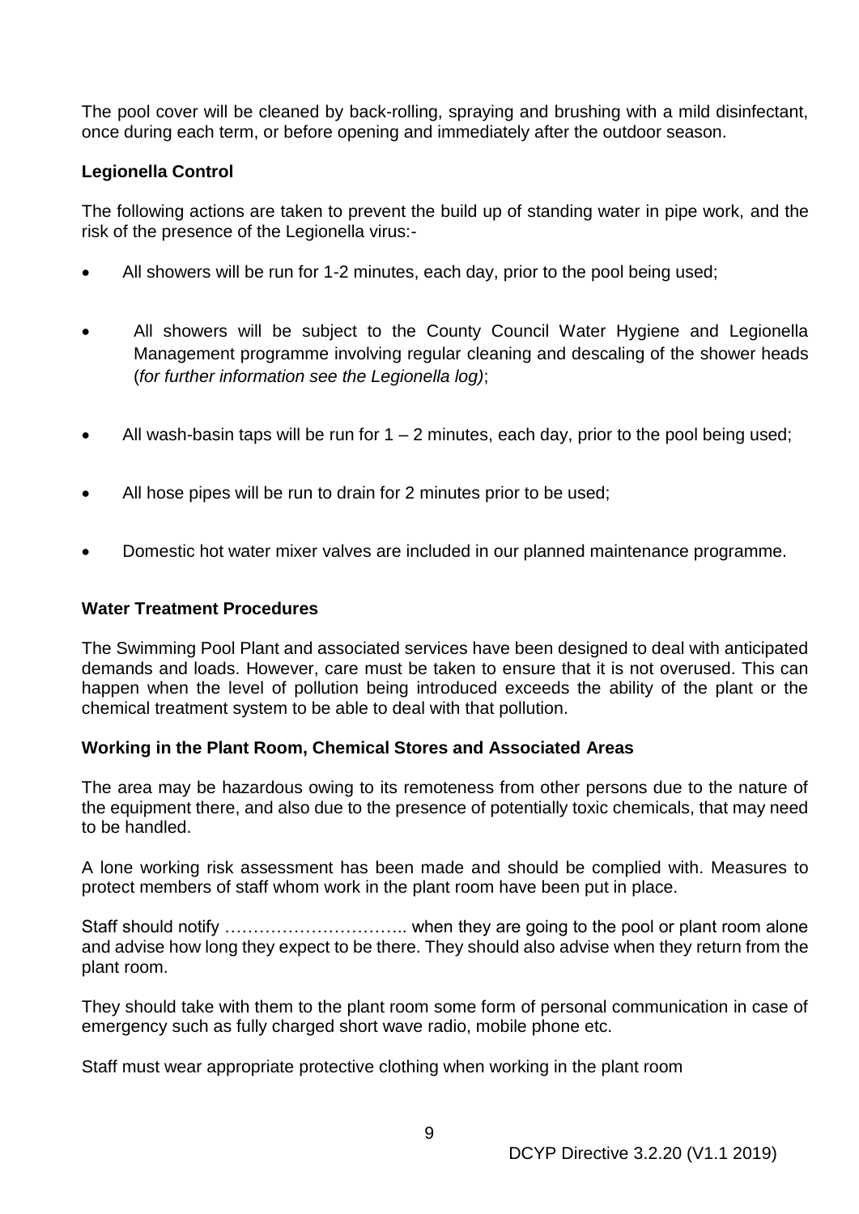The pool cover will be cleaned by back-rolling, spraying and brushing with a mild disinfectant, once during each term, or before opening and immediately after the outdoor season.

**Legionella Control**

The following actions are taken to prevent the build up of standing water in pipe work, and the risk of the presence of the Legionella virus:-

- All showers will be run for 1-2 minutes, each day, prior to the pool being used;
- All showers will be subject to the County Council Water Hygiene and Legionella Management programme involving regular cleaning and descaling of the shower heads (*for further information see the Legionella log)*;
- All wash-basin taps will be run for 1 – 2 minutes, each day, prior to the pool being used;
- All hose pipes will be run to drain for 2 minutes prior to be used;
- Domestic hot water mixer valves are included in our planned maintenance programme.

**Water Treatment Procedures**

The Swimming Pool Plant and associated services have been designed to deal with anticipated demands and loads. However, care must be taken to ensure that it is not overused. This can happen when the level of pollution being introduced exceeds the ability of the plant or the chemical treatment system to be able to deal with that pollution.

**Working in the Plant Room, Chemical Stores and Associated Areas**

The area may be hazardous owing to its remoteness from other persons due to the nature of the equipment there, and also due to the presence of potentially toxic chemicals, that may need to be handled.

A lone working risk assessment has been made and should be complied with. Measures to protect members of staff whom work in the plant room have been put in place.

Staff should notify ………………………….. when they are going to the pool or plant room alone and advise how long they expect to be there. They should also advise when they return from the plant room.

They should take with them to the plant room some form of personal communication in case of emergency such as fully charged short wave radio, mobile phone etc.

Staff must wear appropriate protective clothing when working in the plant room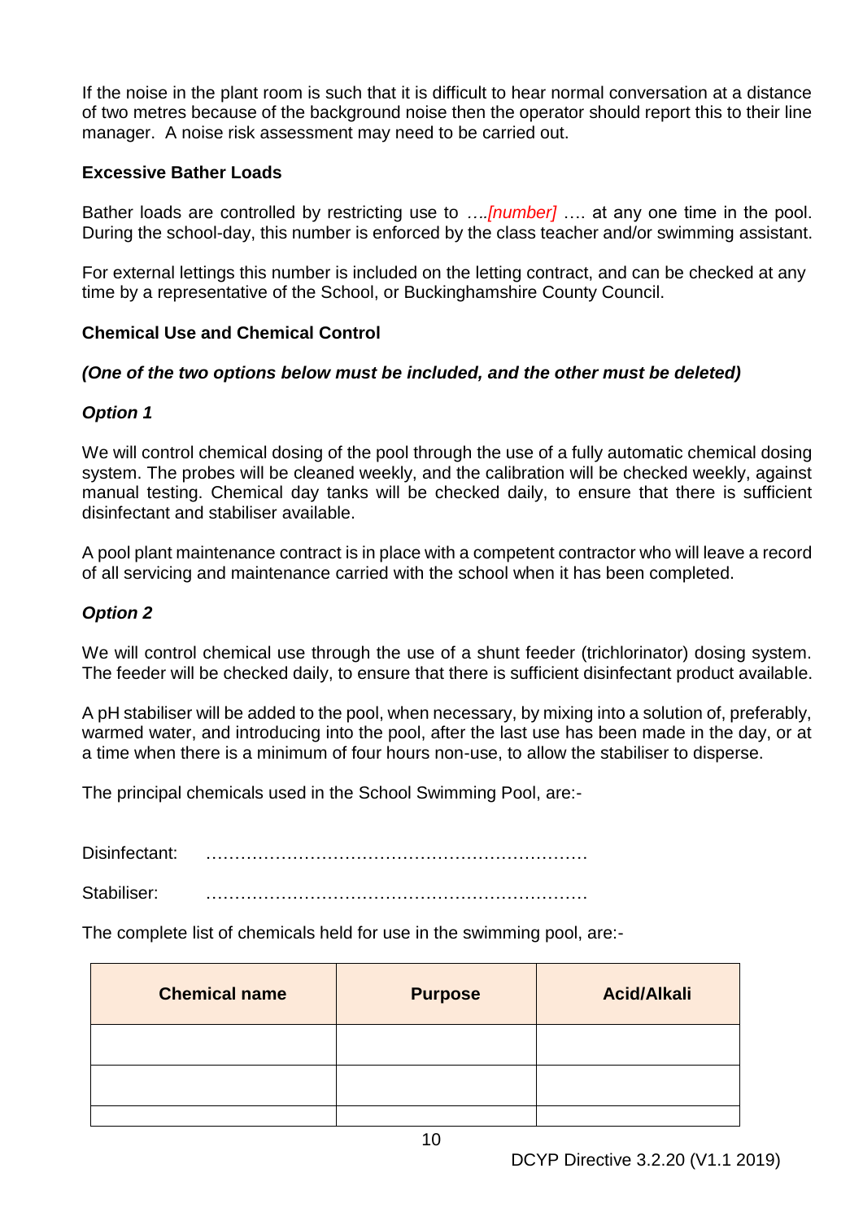If the noise in the plant room is such that it is difficult to hear normal conversation at a distance of two metres because of the background noise then the operator should report this to their line manager. A noise risk assessment may need to be carried out.

**Excessive Bather Loads**

Bather loads are controlled by restricting use to ….*[number]* …. at any one time in the pool. During the school-day, this number is enforced by the class teacher and/or swimming assistant.

For external lettings this number is included on the letting contract, and can be checked at any time by a representative of the School, or Buckinghamshire County Council.

**Chemical Use and Chemical Control**

***(One of the two options below must be included, and the other must be deleted)***

***Option 1***

We will control chemical dosing of the pool through the use of a fully automatic chemical dosing system. The probes will be cleaned weekly, and the calibration will be checked weekly, against manual testing. Chemical day tanks will be checked daily, to ensure that there is sufficient disinfectant and stabiliser available.

A pool plant maintenance contract is in place with a competent contractor who will leave a record of all servicing and maintenance carried with the school when it has been completed.

***Option 2***

We will control chemical use through the use of a shunt feeder (trichlorinator) dosing system. The feeder will be checked daily, to ensure that there is sufficient disinfectant product available.

A pH stabiliser will be added to the pool, when necessary, by mixing into a solution of, preferably, warmed water, and introducing into the pool, after the last use has been made in the day, or at a time when there is a minimum of four hours non-use, to allow the stabiliser to disperse.

The principal chemicals used in the School Swimming Pool, are:-

Disinfectant: ………………………………………………………

Stabiliser: ………………………………………………………

The complete list of chemicals held for use in the swimming pool, are:-

| Chemical name | Purpose | Acid/Alkali |
|---|---|---|
| | | |
| | | |
| | | |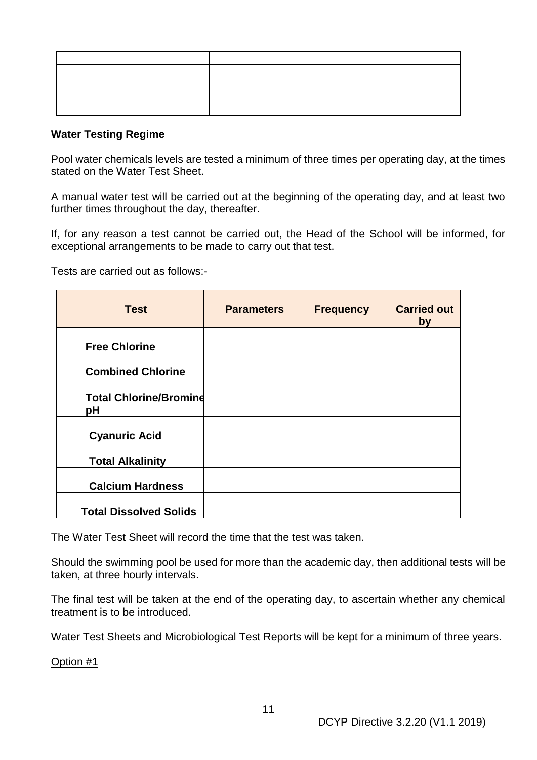| | | |
|---|---|---|
| | | |
| | | |

**Water Testing Regime**

Pool water chemicals levels are tested a minimum of three times per operating day, at the times stated on the Water Test Sheet.

A manual water test will be carried out at the beginning of the operating day, and at least two further times throughout the day, thereafter.

If, for any reason a test cannot be carried out, the Head of the School will be informed, for exceptional arrangements to be made to carry out that test.

Tests are carried out as follows:-

| Test | Parameters | Frequency | Carried out by |
|---|---|---|---|
| Free Chlorine | | | |
| Combined Chlorine | | | |
| Total Chlorine/Bromine | | | |
| pH | | | |
| Cyanuric Acid | | | |
| Total Alkalinity | | | |
| Calcium Hardness | | | |
| Total Dissolved Solids | | | |

The Water Test Sheet will record the time that the test was taken.

Should the swimming pool be used for more than the academic day, then additional tests will be taken, at three hourly intervals.

The final test will be taken at the end of the operating day, to ascertain whether any chemical treatment is to be introduced.

Water Test Sheets and Microbiological Test Reports will be kept for a minimum of three years.

Option #1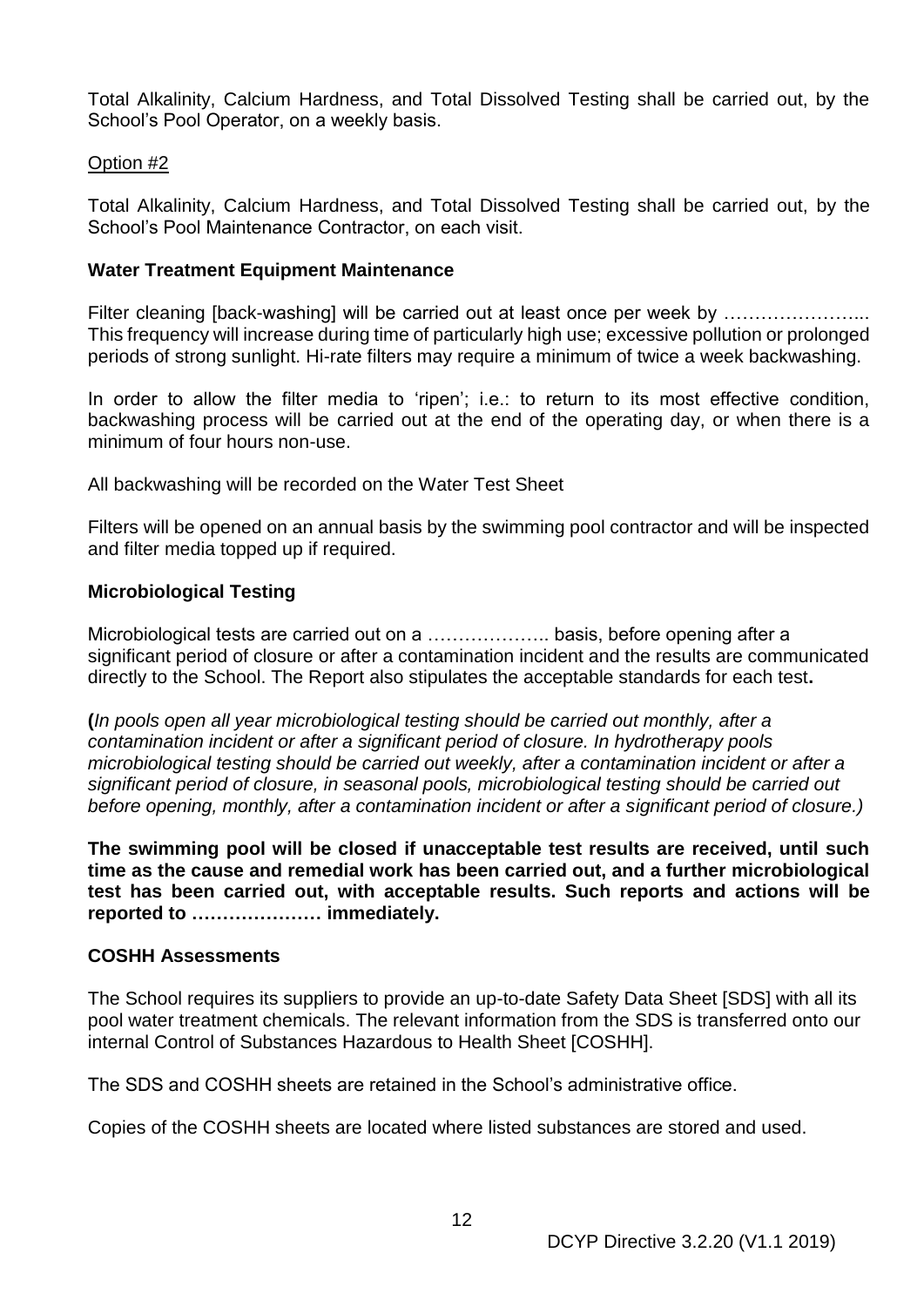Total Alkalinity, Calcium Hardness, and Total Dissolved Testing shall be carried out, by the School's Pool Operator, on a weekly basis.

Option #2

Total Alkalinity, Calcium Hardness, and Total Dissolved Testing shall be carried out, by the School's Pool Maintenance Contractor, on each visit.

**Water Treatment Equipment Maintenance**

Filter cleaning [back-washing] will be carried out at least once per week by …………………... This frequency will increase during time of particularly high use; excessive pollution or prolonged periods of strong sunlight. Hi-rate filters may require a minimum of twice a week backwashing.

In order to allow the filter media to 'ripen'; i.e.: to return to its most effective condition, backwashing process will be carried out at the end of the operating day, or when there is a minimum of four hours non-use.

All backwashing will be recorded on the Water Test Sheet

Filters will be opened on an annual basis by the swimming pool contractor and will be inspected and filter media topped up if required.

**Microbiological Testing**

Microbiological tests are carried out on a ……………….. basis, before opening after a significant period of closure or after a contamination incident and the results are communicated directly to the School. The Report also stipulates the acceptable standards for each test**.**

**(***In pools open all year microbiological testing should be carried out monthly, after a contamination incident or after a significant period of closure. In hydrotherapy pools microbiological testing should be carried out weekly, after a contamination incident or after a significant period of closure, in seasonal pools, microbiological testing should be carried out before opening, monthly, after a contamination incident or after a significant period of closure.)*

**The swimming pool will be closed if unacceptable test results are received, until such time as the cause and remedial work has been carried out, and a further microbiological test has been carried out, with acceptable results. Such reports and actions will be reported to ………………… immediately.**

**COSHH Assessments**

The School requires its suppliers to provide an up-to-date Safety Data Sheet [SDS] with all its pool water treatment chemicals. The relevant information from the SDS is transferred onto our internal Control of Substances Hazardous to Health Sheet [COSHH].

The SDS and COSHH sheets are retained in the School's administrative office.

Copies of the COSHH sheets are located where listed substances are stored and used.